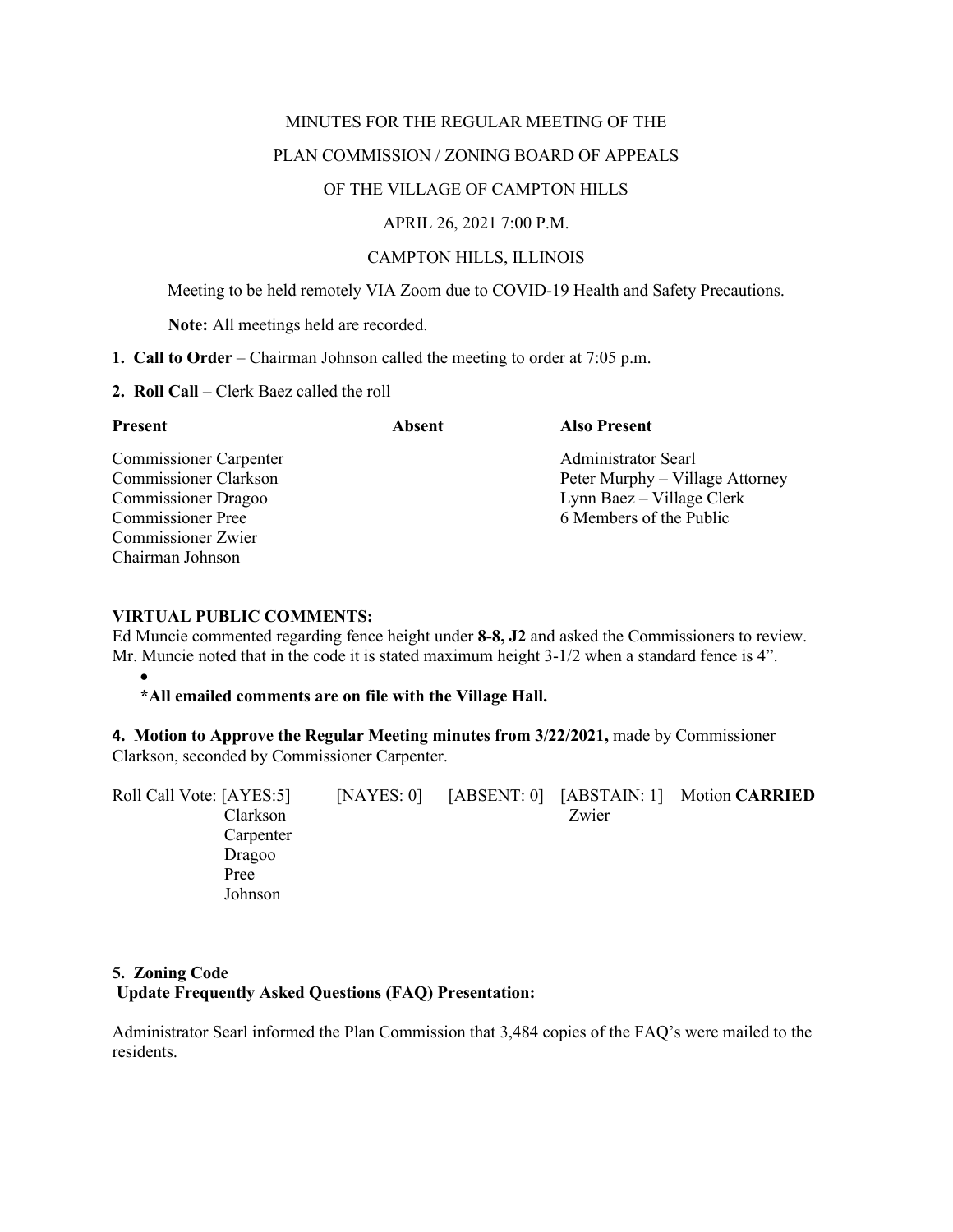MINUTES FOR THE REGULAR MEETING OF THE

PLAN COMMISSION / ZONING BOARD OF APPEALS

OF THE VILLAGE OF CAMPTON HILLS

APRIL 26, 2021 7:00 P.M.

CAMPTON HILLS, ILLINOIS

Meeting to be held remotely VIA Zoom due to COVID-19 Health and Safety Precautions.

**Note:** All meetings held are recorded.

**1. Call to Order** – Chairman Johnson called the meeting to order at 7:05 p.m.

**2. Roll Call –** Clerk Baez called the roll

| **Present** | **Absent** | **Also Present** |
| --- | --- | --- |
| Commissioner Carpenter | | Administrator Searl |
| Commissioner Clarkson | | Peter Murphy – Village Attorney |
| Commissioner Dragoo | | Lynn Baez – Village Clerk |
| Commissioner Pree | | 6 Members of the Public |
| Commissioner Zwier | | |
| Chairman Johnson | | |

**VIRTUAL PUBLIC COMMENTS:**

Ed Muncie commented regarding fence height under **8-8, J2** and asked the Commissioners to review. Mr. Muncie noted that in the code it is stated maximum height 3-1/2 when a standard fence is 4".

- 

**\*All emailed comments are on file with the Village Hall.**

**4. Motion to Approve the Regular Meeting minutes from 3/22/2021,** made by Commissioner Clarkson, seconded by Commissioner Carpenter.

| Roll Call Vote: [AYES:5] | [NAYES: 0] | [ABSENT: 0] | [ABSTAIN: 1] | Motion **CARRIED** |
| --- | --- | --- | --- | --- |
| Clarkson | | | Zwier | |
| Carpenter | | | | |
| Dragoo | | | | |
| Pree | | | | |
| Johnson | | | | |

**5. Zoning Code**
**Update Frequently Asked Questions (FAQ) Presentation:**

Administrator Searl informed the Plan Commission that 3,484 copies of the FAQ's were mailed to the residents.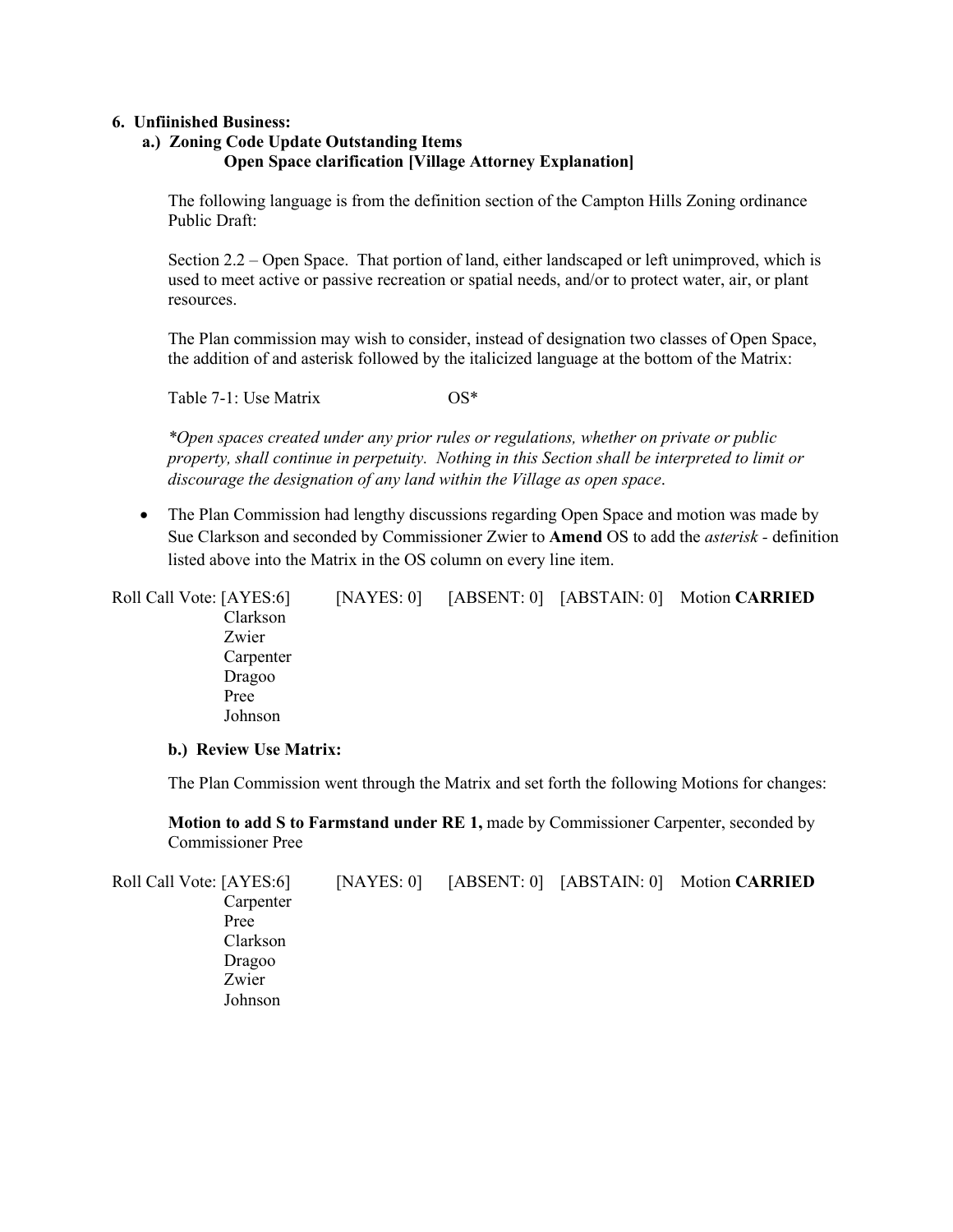**6. Unfiinished Business:**

**a.) Zoning Code Update Outstanding Items**

**Open Space clarification [Village Attorney Explanation]**

The following language is from the definition section of the Campton Hills Zoning ordinance Public Draft:

Section 2.2 – Open Space. That portion of land, either landscaped or left unimproved, which is used to meet active or passive recreation or spatial needs, and/or to protect water, air, or plant resources.

The Plan commission may wish to consider, instead of designation two classes of Open Space, the addition of and asterisk followed by the italicized language at the bottom of the Matrix:

Table 7-1: Use Matrix OS*

*\*Open spaces created under any prior rules or regulations, whether on private or public property, shall continue in perpetuity. Nothing in this Section shall be interpreted to limit or discourage the designation of any land within the Village as open space*.

- The Plan Commission had lengthy discussions regarding Open Space and motion was made by Sue Clarkson and seconded by Commissioner Zwier to **Amend** OS to add the *asterisk* - definition listed above into the Matrix in the OS column on every line item.

Roll Call Vote: [AYES:6] [NAYES: 0] [ABSENT: 0] [ABSTAIN: 0] Motion **CARRIED**

Clarkson
Zwier
Carpenter
Dragoo
Pree
Johnson

**b.) Review Use Matrix:**

The Plan Commission went through the Matrix and set forth the following Motions for changes:

**Motion to add S to Farmstand under RE 1,** made by Commissioner Carpenter, seconded by Commissioner Pree

Roll Call Vote: [AYES:6] [NAYES: 0] [ABSENT: 0] [ABSTAIN: 0] Motion **CARRIED**

Carpenter
Pree
Clarkson
Dragoo
Zwier
Johnson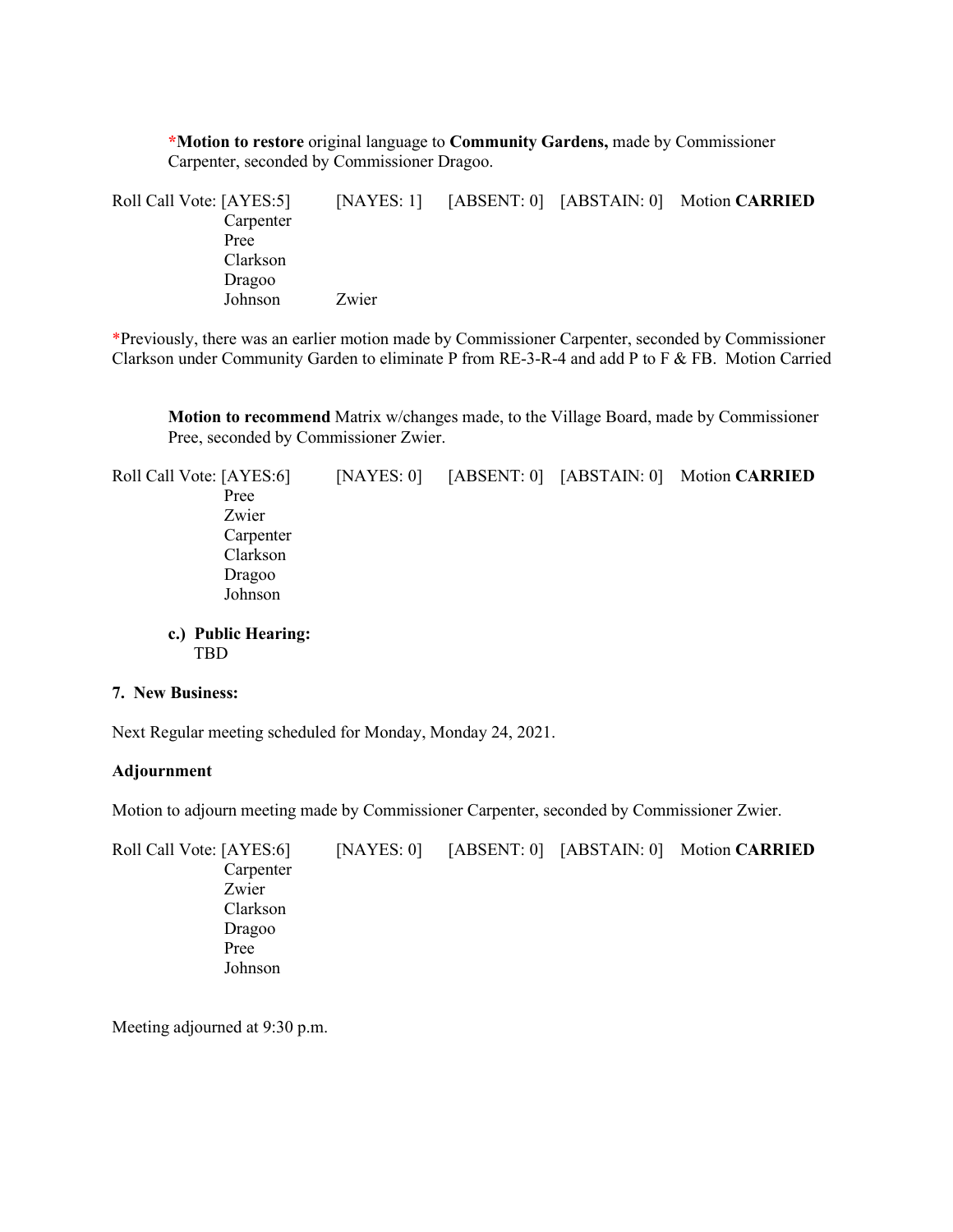*__Motion to restore__ original language to **Community Gardens,** made by Commissioner Carpenter, seconded by Commissioner Dragoo.

| Roll Call Vote: [AYES:5] | [NAYES: 1] | [ABSENT: 0] | [ABSTAIN: 0] | Motion **CARRIED** |
|---|---|---|---|---|
| Carpenter | | | | |
| Pree | | | | |
| Clarkson | | | | |
| Dragoo | | | | |
| Johnson | Zwier | | | |

*Previously, there was an earlier motion made by Commissioner Carpenter, seconded by Commissioner Clarkson under Community Garden to eliminate P from RE-3-R-4 and add P to F & FB. Motion Carried

**Motion to recommend** Matrix w/changes made, to the Village Board, made by Commissioner Pree, seconded by Commissioner Zwier.

| Roll Call Vote: [AYES:6] | [NAYES: 0] | [ABSENT: 0] | [ABSTAIN: 0] | Motion **CARRIED** |
|---|---|---|---|---|
| Pree | | | | |
| Zwier | | | | |
| Carpenter | | | | |
| Clarkson | | | | |
| Dragoo | | | | |
| Johnson | | | | |

**c.) Public Hearing:**
TBD

**7. New Business:**

Next Regular meeting scheduled for Monday, Monday 24, 2021.

**Adjournment**

Motion to adjourn meeting made by Commissioner Carpenter, seconded by Commissioner Zwier.

| Roll Call Vote: [AYES:6] | [NAYES: 0] | [ABSENT: 0] | [ABSTAIN: 0] | Motion **CARRIED** |
|---|---|---|---|---|
| Carpenter | | | | |
| Zwier | | | | |
| Clarkson | | | | |
| Dragoo | | | | |
| Pree | | | | |
| Johnson | | | | |

Meeting adjourned at 9:30 p.m.